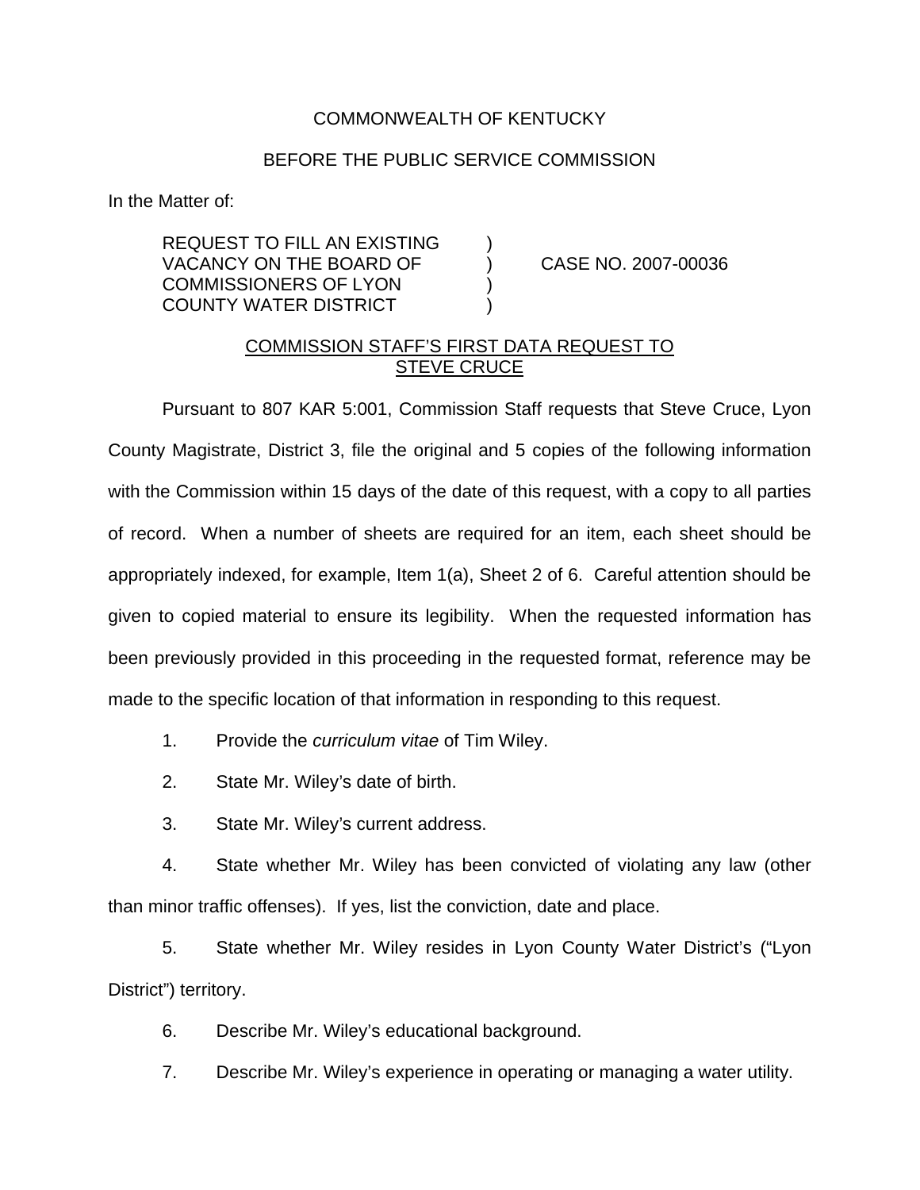COMMONWEALTH OF KENTUCKY

BEFORE THE PUBLIC SERVICE COMMISSION

In the Matter of:

| | | |
|---|---|---|
| REQUEST TO FILL AN EXISTING VACANCY ON THE BOARD OF COMMISSIONERS OF LYON COUNTY WATER DISTRICT | ) ) ) ) | CASE NO. 2007-00036 |

## COMMISSION STAFF'S FIRST DATA REQUEST TO STEVE CRUCE

Pursuant to 807 KAR 5:001, Commission Staff requests that Steve Cruce, Lyon County Magistrate, District 3, file the original and 5 copies of the following information with the Commission within 15 days of the date of this request, with a copy to all parties of record. When a number of sheets are required for an item, each sheet should be appropriately indexed, for example, Item 1(a), Sheet 2 of 6. Careful attention should be given to copied material to ensure its legibility. When the requested information has been previously provided in this proceeding in the requested format, reference may be made to the specific location of that information in responding to this request.

1. Provide the *curriculum vitae* of Tim Wiley.

2. State Mr. Wiley's date of birth.

3. State Mr. Wiley's current address.

4. State whether Mr. Wiley has been convicted of violating any law (other than minor traffic offenses). If yes, list the conviction, date and place.

5. State whether Mr. Wiley resides in Lyon County Water District's ("Lyon District") territory.

6. Describe Mr. Wiley's educational background.

7. Describe Mr. Wiley's experience in operating or managing a water utility.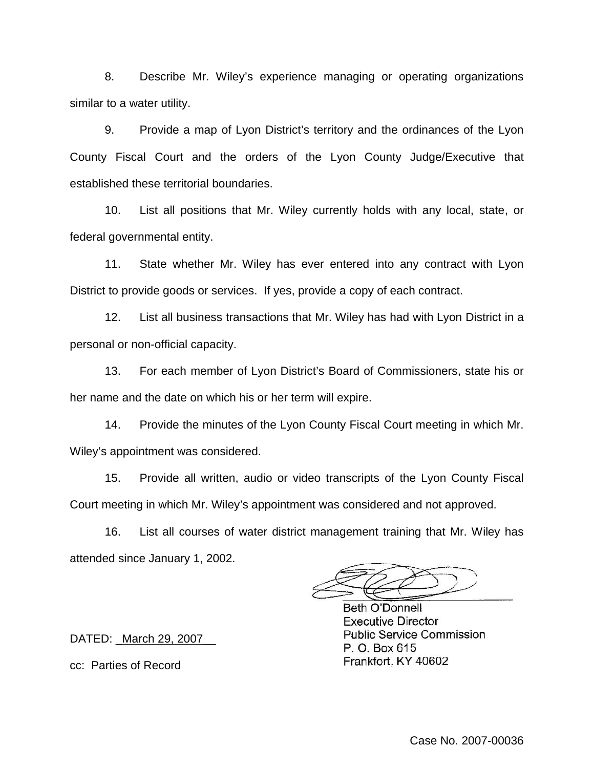8. Describe Mr. Wiley's experience managing or operating organizations similar to a water utility.

9. Provide a map of Lyon District's territory and the ordinances of the Lyon County Fiscal Court and the orders of the Lyon County Judge/Executive that established these territorial boundaries.

10. List all positions that Mr. Wiley currently holds with any local, state, or federal governmental entity.

11. State whether Mr. Wiley has ever entered into any contract with Lyon District to provide goods or services. If yes, provide a copy of each contract.

12. List all business transactions that Mr. Wiley has had with Lyon District in a personal or non-official capacity.

13. For each member of Lyon District's Board of Commissioners, state his or her name and the date on which his or her term will expire.

14. Provide the minutes of the Lyon County Fiscal Court meeting in which Mr. Wiley's appointment was considered.

15. Provide all written, audio or video transcripts of the Lyon County Fiscal Court meeting in which Mr. Wiley's appointment was considered and not approved.

16. List all courses of water district management training that Mr. Wiley has attended since January 1, 2002.

Beth O'Donnell
Executive Director
Public Service Commission
P. O. Box 615
Frankfort, KY 40602

DATED: March 29, 2007

cc: Parties of Record

Case No. 2007-00036